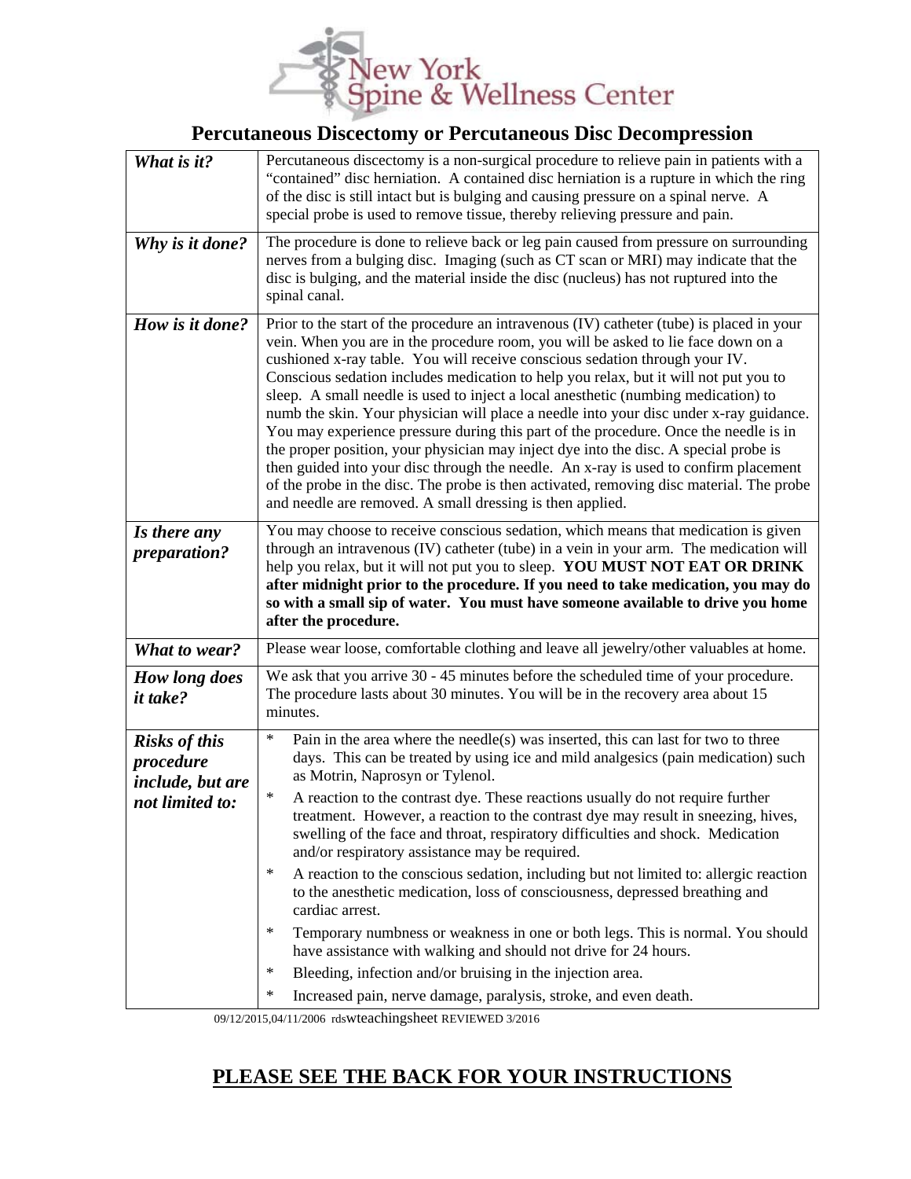New York Spine & Wellness Center

# Percutaneous Discectomy or Percutaneous Disc Decompression

| | |
|---|---|
| ***What is it?*** | Percutaneous discectomy is a non-surgical procedure to relieve pain in patients with a "contained" disc herniation. A contained disc herniation is a rupture in which the ring of the disc is still intact but is bulging and causing pressure on a spinal nerve. A special probe is used to remove tissue, thereby relieving pressure and pain. |
| ***Why is it done?*** | The procedure is done to relieve back or leg pain caused from pressure on surrounding nerves from a bulging disc. Imaging (such as CT scan or MRI) may indicate that the disc is bulging, and the material inside the disc (nucleus) has not ruptured into the spinal canal. |
| ***How is it done?*** | Prior to the start of the procedure an intravenous (IV) catheter (tube) is placed in your vein. When you are in the procedure room, you will be asked to lie face down on a cushioned x-ray table. You will receive conscious sedation through your IV. Conscious sedation includes medication to help you relax, but it will not put you to sleep. A small needle is used to inject a local anesthetic (numbing medication) to numb the skin. Your physician will place a needle into your disc under x-ray guidance. You may experience pressure during this part of the procedure. Once the needle is in the proper position, your physician may inject dye into the disc. A special probe is then guided into your disc through the needle. An x-ray is used to confirm placement of the probe in the disc. The probe is then activated, removing disc material. The probe and needle are removed. A small dressing is then applied. |
| ***Is there any preparation?*** | You may choose to receive conscious sedation, which means that medication is given through an intravenous (IV) catheter (tube) in a vein in your arm. The medication will help you relax, but it will not put you to sleep. **YOU MUST NOT EAT OR DRINK after midnight prior to the procedure. If you need to take medication, you may do so with a small sip of water. You must have someone available to drive you home after the procedure.** |
| ***What to wear?*** | Please wear loose, comfortable clothing and leave all jewelry/other valuables at home. |
| ***How long does it take?*** | We ask that you arrive 30 - 45 minutes before the scheduled time of your procedure. The procedure lasts about 30 minutes. You will be in the recovery area about 15 minutes. |
| ***Risks of this procedure include, but are not limited to:*** | * Pain in the area where the needle(s) was inserted, this can last for two to three days. This can be treated by using ice and mild analgesics (pain medication) such as Motrin, Naprosyn or Tylenol.<br>* A reaction to the contrast dye. These reactions usually do not require further treatment. However, a reaction to the contrast dye may result in sneezing, hives, swelling of the face and throat, respiratory difficulties and shock. Medication and/or respiratory assistance may be required.<br>* A reaction to the conscious sedation, including but not limited to: allergic reaction to the anesthetic medication, loss of consciousness, depressed breathing and cardiac arrest.<br>* Temporary numbness or weakness in one or both legs. This is normal. You should have assistance with walking and should not drive for 24 hours.<br>* Bleeding, infection and/or bruising in the injection area.<br>* Increased pain, nerve damage, paralysis, stroke, and even death. |

09/12/2015,04/11/2006 rdswteachingsheet REVIEWED 3/2016

## PLEASE SEE THE BACK FOR YOUR INSTRUCTIONS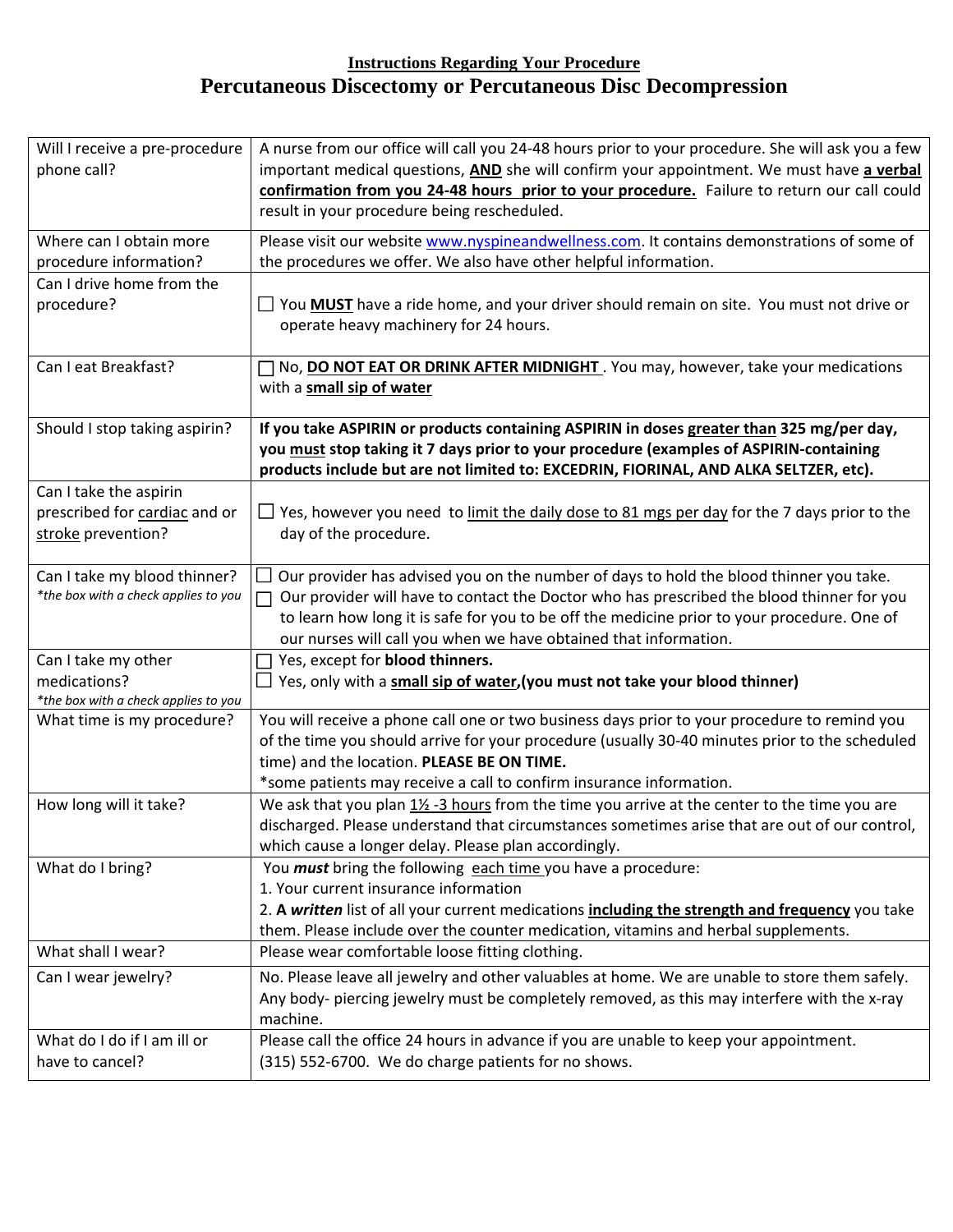**Instructions Regarding Your Procedure**

# Percutaneous Discectomy or Percutaneous Disc Decompression

| | |
|---|---|
| Will I receive a pre-procedure phone call? | A nurse from our office will call you 24-48 hours prior to your procedure. She will ask you a few important medical questions, **AND** she will confirm your appointment. We must have **a verbal confirmation from you 24-48 hours prior to your procedure.** Failure to return our call could result in your procedure being rescheduled. |
| Where can I obtain more procedure information? | Please visit our website www.nyspineandwellness.com. It contains demonstrations of some of the procedures we offer. We also have other helpful information. |
| Can I drive home from the procedure? | ☐ You **MUST** have a ride home, and your driver should remain on site. You must not drive or operate heavy machinery for 24 hours. |
| Can I eat Breakfast? | ☐ No, **DO NOT EAT OR DRINK AFTER MIDNIGHT** . You may, however, take your medications with a **small sip of water** |
| Should I stop taking aspirin? | **If you take ASPIRIN or products containing ASPIRIN in doses greater than 325 mg/per day, you must stop taking it 7 days prior to your procedure (examples of ASPIRIN-containing products include but are not limited to: EXCEDRIN, FIORINAL, AND ALKA SELTZER, etc).** |
| Can I take the aspirin prescribed for cardiac and or stroke prevention? | ☐ Yes, however you need to limit the daily dose to 81 mgs per day for the 7 days prior to the day of the procedure. |
| Can I take my blood thinner? *\*the box with a check applies to you* | ☐ Our provider has advised you on the number of days to hold the blood thinner you take.<br>☐ Our provider will have to contact the Doctor who has prescribed the blood thinner for you to learn how long it is safe for you to be off the medicine prior to your procedure. One of our nurses will call you when we have obtained that information. |
| Can I take my other medications? *\*the box with a check applies to you* | ☐ Yes, except for **blood thinners.**<br>☐ Yes, only with a **small sip of water,(you must not take your blood thinner)** |
| What time is my procedure? | You will receive a phone call one or two business days prior to your procedure to remind you of the time you should arrive for your procedure (usually 30-40 minutes prior to the scheduled time) and the location. **PLEASE BE ON TIME.**<br>\*some patients may receive a call to confirm insurance information. |
| How long will it take? | We ask that you plan 1½ -3 hours from the time you arrive at the center to the time you are discharged. Please understand that circumstances sometimes arise that are out of our control, which cause a longer delay. Please plan accordingly. |
| What do I bring? | You ***must*** bring the following each time you have a procedure:<br>1. Your current insurance information<br>2. **A *written*** list of all your current medications **including the strength and frequency** you take them. Please include over the counter medication, vitamins and herbal supplements. |
| What shall I wear? | Please wear comfortable loose fitting clothing. |
| Can I wear jewelry? | No. Please leave all jewelry and other valuables at home. We are unable to store them safely. Any body- piercing jewelry must be completely removed, as this may interfere with the x-ray machine. |
| What do I do if I am ill or have to cancel? | Please call the office 24 hours in advance if you are unable to keep your appointment. (315) 552-6700. We do charge patients for no shows. |